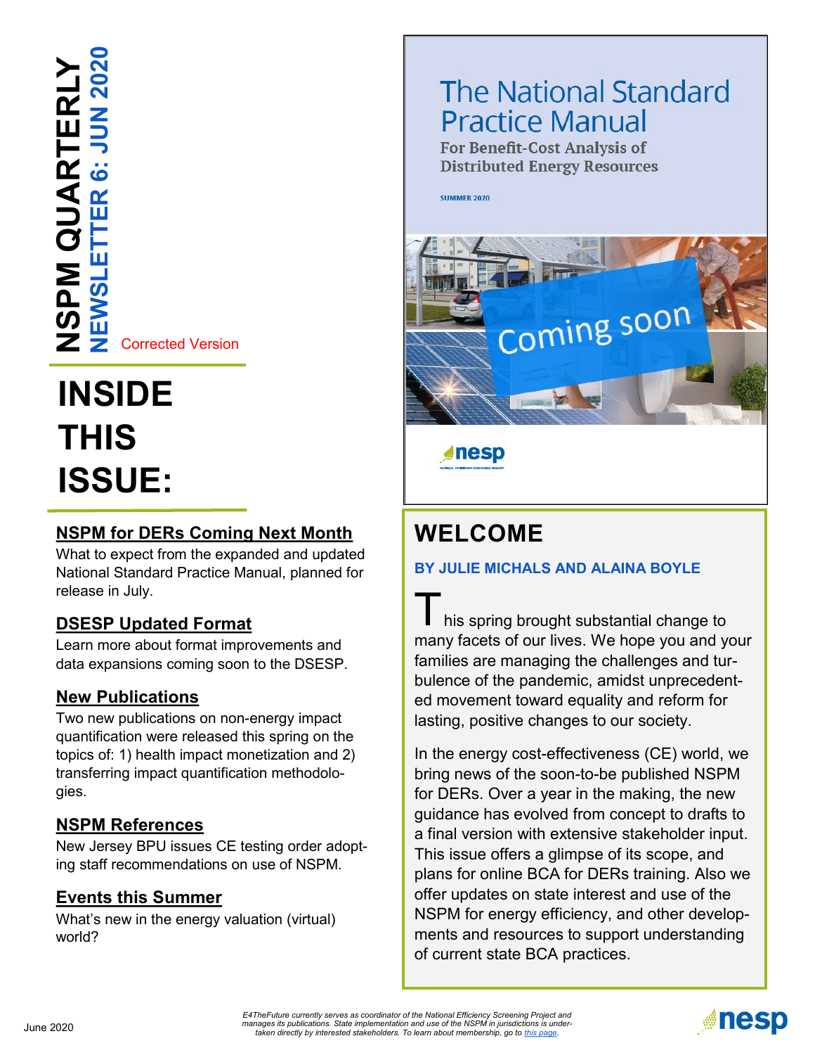# NSPM QUARTERLY

## NEWSLETTER 6: JUN 2020

Corrected Version

## INSIDE THIS ISSUE:

### NSPM for DERs Coming Next Month

What to expect from the expanded and updated National Standard Practice Manual, planned for release in July.

### DSESP Updated Format

Learn more about format improvements and data expansions coming soon to the DSESP.

### New Publications

Two new publications on non-energy impact quantification were released this spring on the topics of: 1) health impact monetization and 2) transferring impact quantification methodologies.

### NSPM References

New Jersey BPU issues CE testing order adopting staff recommendations on use of NSPM.

### Events this Summer

What's new in the energy valuation (virtual) world?

The National Standard Practice Manual

For Benefit-Cost Analysis of Distributed Energy Resources

SUMMER 2020

Coming soon

nesp

## WELCOME

**BY JULIE MICHALS AND ALAINA BOYLE**

This spring brought substantial change to many facets of our lives. We hope you and your families are managing the challenges and turbulence of the pandemic, amidst unprecedented movement toward equality and reform for lasting, positive changes to our society.

In the energy cost-effectiveness (CE) world, we bring news of the soon-to-be published NSPM for DERs. Over a year in the making, the new guidance has evolved from concept to drafts to a final version with extensive stakeholder input. This issue offers a glimpse of its scope, and plans for online BCA for DERs training. Also we offer updates on state interest and use of the NSPM for energy efficiency, and other developments and resources to support understanding of current state BCA practices.

*E4TheFuture currently serves as coordinator of the National Efficiency Screening Project and manages its publications. State implementation and use of the NSPM in jurisdictions is undertaken directly by interested stakeholders. To learn about membership, go to this page.*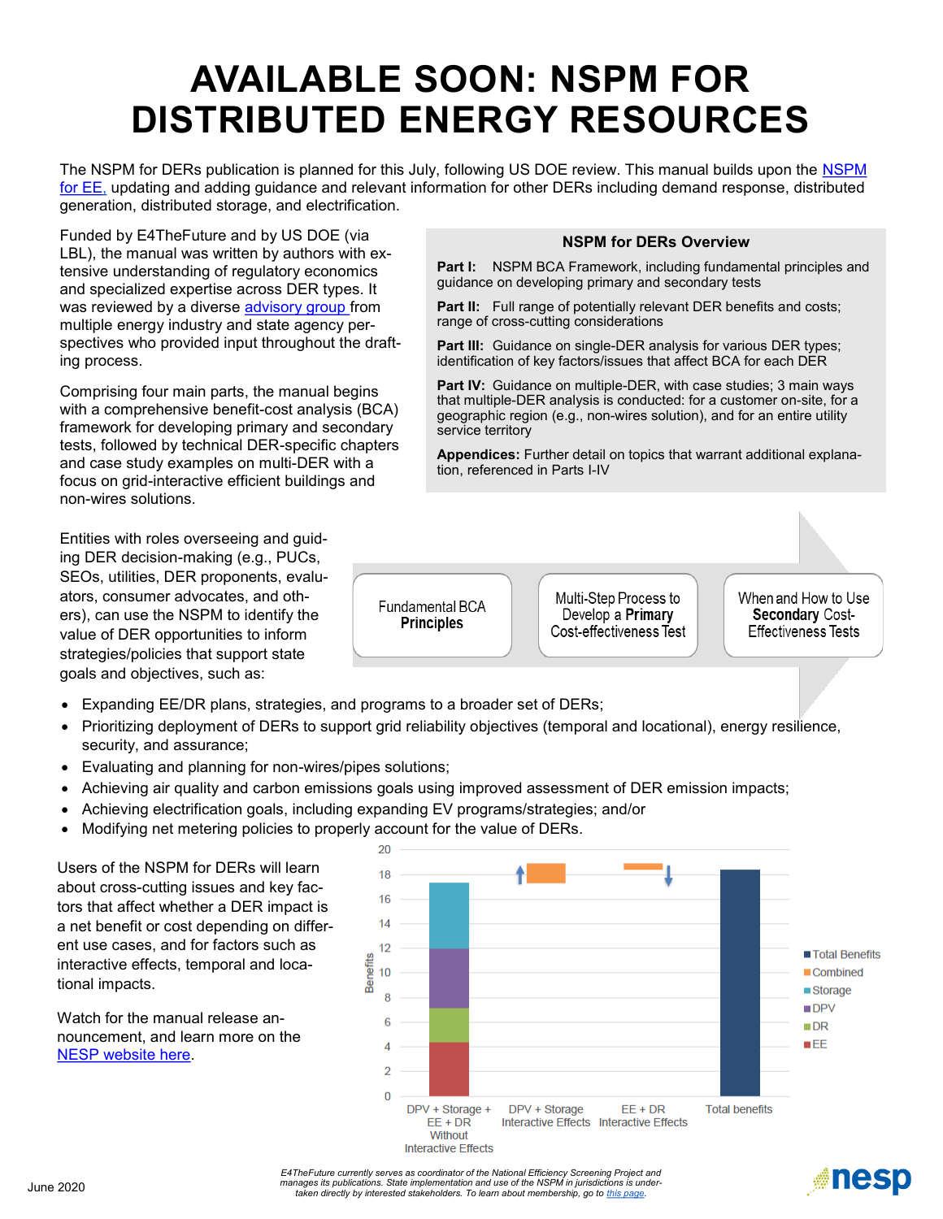# AVAILABLE SOON: NSPM FOR DISTRIBUTED ENERGY RESOURCES

The NSPM for DERs publication is planned for this July, following US DOE review. This manual builds upon the NSPM for EE, updating and adding guidance and relevant information for other DERs including demand response, distributed generation, distributed storage, and electrification.

Funded by E4TheFuture and by US DOE (via LBL), the manual was written by authors with extensive understanding of regulatory economics and specialized expertise across DER types. It was reviewed by a diverse advisory group from multiple energy industry and state agency perspectives who provided input throughout the drafting process.

Comprising four main parts, the manual begins with a comprehensive benefit-cost analysis (BCA) framework for developing primary and secondary tests, followed by technical DER-specific chapters and case study examples on multi-DER with a focus on grid-interactive efficient buildings and non-wires solutions.

### NSPM for DERs Overview

**Part I:** NSPM BCA Framework, including fundamental principles and guidance on developing primary and secondary tests

**Part II:** Full range of potentially relevant DER benefits and costs; range of cross-cutting considerations

**Part III:** Guidance on single-DER analysis for various DER types; identification of key factors/issues that affect BCA for each DER

**Part IV:** Guidance on multiple-DER, with case studies; 3 main ways that multiple-DER analysis is conducted: for a customer on-site, for a geographic region (e.g., non-wires solution), and for an entire utility service territory

**Appendices:** Further detail on topics that warrant additional explanation, referenced in Parts I-IV

Fundamental BCA **Principles** → Multi-Step Process to Develop a **Primary** Cost-effectiveness Test → When and How to Use **Secondary** Cost-Effectiveness Tests

Entities with roles overseeing and guiding DER decision-making (e.g., PUCs, SEOs, utilities, DER proponents, evaluators, consumer advocates, and others), can use the NSPM to identify the value of DER opportunities to inform strategies/policies that support state goals and objectives, such as:

- Expanding EE/DR plans, strategies, and programs to a broader set of DERs;
- Prioritizing deployment of DERs to support grid reliability objectives (temporal and locational), energy resilience, security, and assurance;
- Evaluating and planning for non-wires/pipes solutions;
- Achieving air quality and carbon emissions goals using improved assessment of DER emission impacts;
- Achieving electrification goals, including expanding EV programs/strategies; and/or
- Modifying net metering policies to properly account for the value of DERs.

Users of the NSPM for DERs will learn about cross-cutting issues and key factors that affect whether a DER impact is a net benefit or cost depending on different use cases, and for factors such as interactive effects, temporal and locational impacts.

Watch for the manual release announcement, and learn more on the NESP website here.

*E4TheFuture currently serves as coordinator of the National Efficiency Screening Project and manages its publications. State implementation and use of the NSPM in jurisdictions is undertaken directly by interested stakeholders. To learn about membership, go to this page.*

June 2020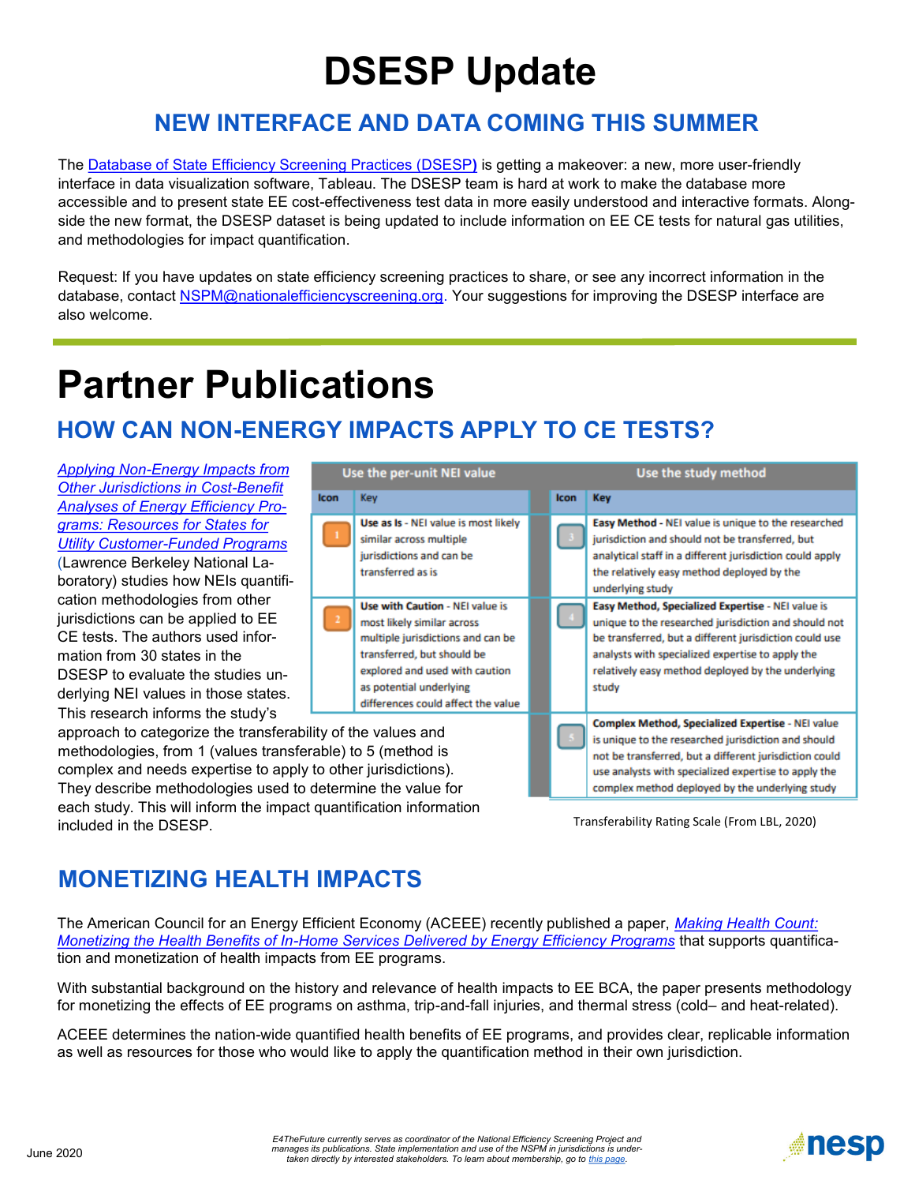# DSESP Update

## NEW INTERFACE AND DATA COMING THIS SUMMER

The Database of State Efficiency Screening Practices (DSESP) is getting a makeover: a new, more user-friendly interface in data visualization software, Tableau. The DSESP team is hard at work to make the database more accessible and to present state EE cost-effectiveness test data in more easily understood and interactive formats. Alongside the new format, the DSESP dataset is being updated to include information on EE CE tests for natural gas utilities, and methodologies for impact quantification.

Request: If you have updates on state efficiency screening practices to share, or see any incorrect information in the database, contact NSPM@nationalefficiencyscreening.org. Your suggestions for improving the DSESP interface are also welcome.

# Partner Publications

## HOW CAN NON-ENERGY IMPACTS APPLY TO CE TESTS?

*Applying Non-Energy Impacts from Other Jurisdictions in Cost-Benefit Analyses of Energy Efficiency Programs: Resources for States for Utility Customer-Funded Programs* (Lawrence Berkeley National Laboratory) studies how NEIs quantification methodologies from other jurisdictions can be applied to EE CE tests. The authors used information from 30 states in the DSESP to evaluate the studies underlying NEI values in those states. This research informs the study's approach to categorize the transferability of the values and methodologies, from 1 (values transferable) to 5 (method is complex and needs expertise to apply to other jurisdictions). They describe methodologies used to determine the value for each study. This will inform the impact quantification information included in the DSESP.

| Use the per-unit NEI value | | Use the study method | |
|---|---|---|---|
| Icon | Key | Icon | Key |
| 1 | **Use as Is** - NEI value is most likely similar across multiple jurisdictions and can be transferred as is | 3 | **Easy Method** - NEI value is unique to the researched jurisdiction and should not be transferred, but analytical staff in a different jurisdiction could apply the relatively easy method deployed by the underlying study |
| 2 | **Use with Caution** - NEI value is most likely similar across multiple jurisdictions and can be transferred, but should be explored and used with caution as potential underlying differences could affect the value | 4 | **Easy Method, Specialized Expertise** - NEI value is unique to the researched jurisdiction and should not be transferred, but a different jurisdiction could use analysts with specialized expertise to apply the relatively easy method deployed by the underlying study |
| | | 5 | **Complex Method, Specialized Expertise** - NEI value is unique to the researched jurisdiction and should not be transferred, but a different jurisdiction could use analysts with specialized expertise to apply the complex method deployed by the underlying study |

Transferability Rating Scale (From LBL, 2020)

## MONETIZING HEALTH IMPACTS

The American Council for an Energy Efficient Economy (ACEEE) recently published a paper, *Making Health Count: Monetizing the Health Benefits of In-Home Services Delivered by Energy Efficiency Programs* that supports quantification and monetization of health impacts from EE programs.

With substantial background on the history and relevance of health impacts to EE BCA, the paper presents methodology for monetizing the effects of EE programs on asthma, trip-and-fall injuries, and thermal stress (cold– and heat-related).

ACEEE determines the nation-wide quantified health benefits of EE programs, and provides clear, replicable information as well as resources for those who would like to apply the quantification method in their own jurisdiction.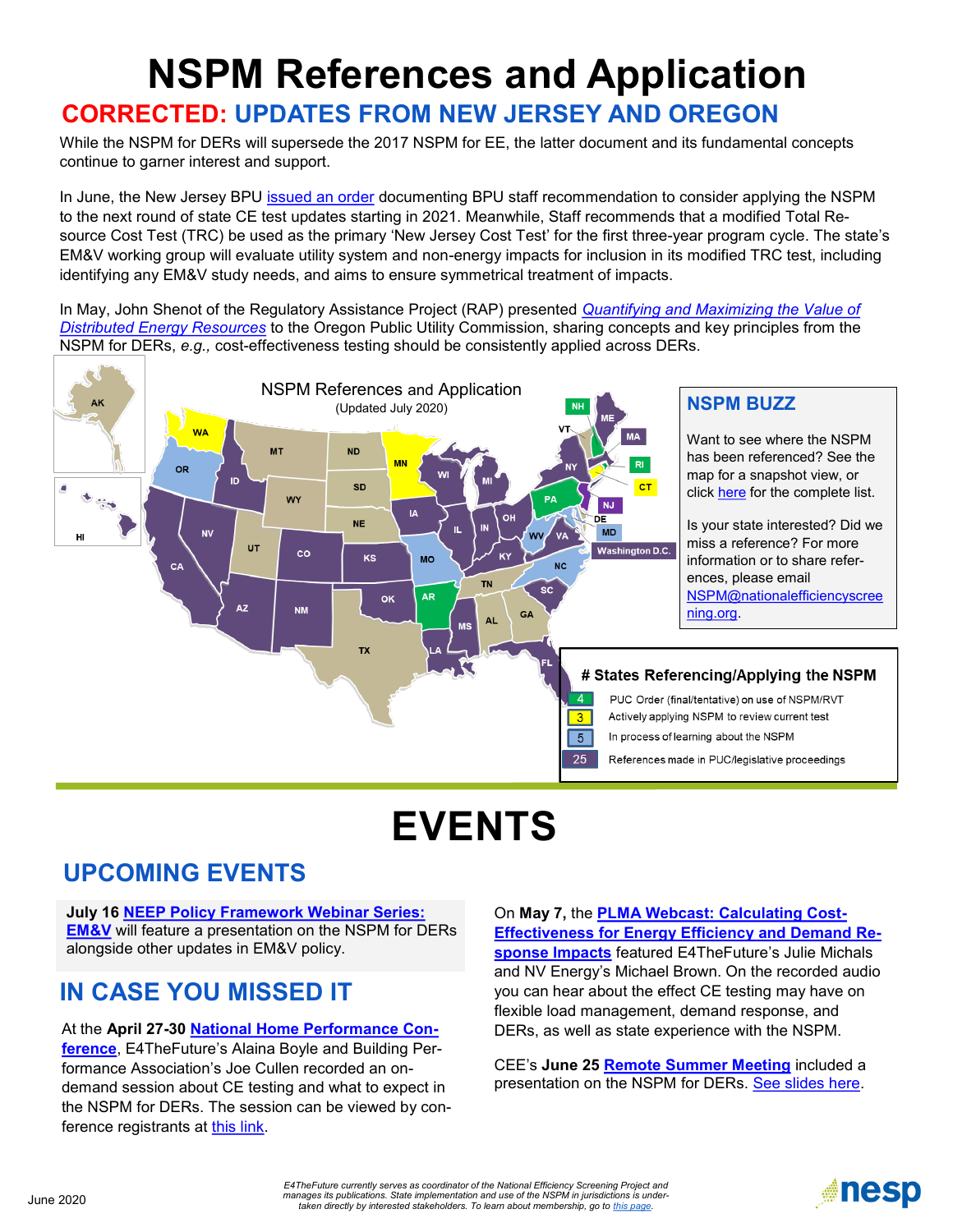# NSPM References and Application

## CORRECTED: UPDATES FROM NEW JERSEY AND OREGON

While the NSPM for DERs will supersede the 2017 NSPM for EE, the latter document and its fundamental concepts continue to garner interest and support.

In June, the New Jersey BPU issued an order documenting BPU staff recommendation to consider applying the NSPM to the next round of state CE test updates starting in 2021. Meanwhile, Staff recommends that a modified Total Resource Cost Test (TRC) be used as the primary 'New Jersey Cost Test' for the first three-year program cycle. The state's EM&V working group will evaluate utility system and non-energy impacts for inclusion in its modified TRC test, including identifying any EM&V study needs, and aims to ensure symmetrical treatment of impacts.

In May, John Shenot of the Regulatory Assistance Project (RAP) presented *Quantifying and Maximizing the Value of Distributed Energy Resources* to the Oregon Public Utility Commission, sharing concepts and key principles from the NSPM for DERs, *e.g.,* cost-effectiveness testing should be consistently applied across DERs.

NSPM References and Application
(Updated July 2020)

AK, HI, WA, OR, ID, MT, ND, SD, WY, NE, MN, WI, MI, IA, IL, IN, OH, PA, NY, VT, NH, ME, MA, RI, CT, NJ, DE, MD, Washington D.C., WV, VA, KY, NC, SC, TN, GA, AL, MS, FL, LA, AR, MO, KS, OK, TX, NM, CO, UT, NV, CA, AZ

\# States Referencing/Applying the NSPM

4 PUC Order (final/tentative) on use of NSPM/RVT
3 Actively applying NSPM to review current test
5 In process of learning about the NSPM
25 References made in PUC/legislative proceedings

### NSPM BUZZ

Want to see where the NSPM has been referenced? See the map for a snapshot view, or click here for the complete list.

Is your state interested? Did we miss a reference? For more information or to share references, please email NSPM@nationalefficiencyscreening.org.

# EVENTS

## UPCOMING EVENTS

**July 16** **NEEP Policy Framework Webinar Series: EM&V** will feature a presentation on the NSPM for DERs alongside other updates in EM&V policy.

## IN CASE YOU MISSED IT

At the **April 27-30** **National Home Performance Conference**, E4TheFuture's Alaina Boyle and Building Performance Association's Joe Cullen recorded an on-demand session about CE testing and what to expect in the NSPM for DERs. The session can be viewed by conference registrants at this link.

On **May 7,** the **PLMA Webcast: Calculating Cost-Effectiveness for Energy Efficiency and Demand Response Impacts** featured E4TheFuture's Julie Michals and NV Energy's Michael Brown. On the recorded audio you can hear about the effect CE testing may have on flexible load management, demand response, and DERs, as well as state experience with the NSPM.

CEE's **June 25** **Remote Summer Meeting** included a presentation on the NSPM for DERs. See slides here.

June 2020

*E4TheFuture currently serves as coordinator of the National Efficiency Screening Project and manages its publications. State implementation and use of the NSPM in jurisdictions is undertaken directly by interested stakeholders. To learn about membership, go to this page.*